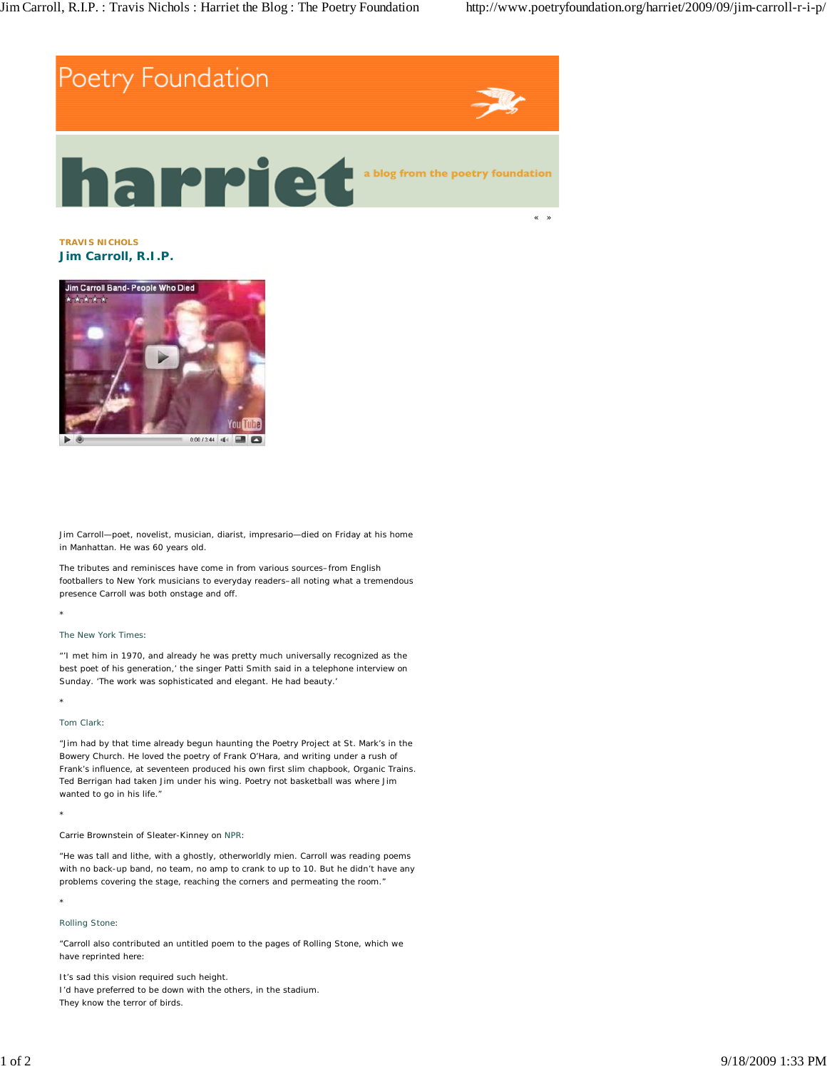Poetry Foundation

# harriet

a blog from the poetry foundation

« »

**TRAVIS NICHOLS**

## Jim Carroll, R.I.P.

Jim Carroll—poet, novelist, musician, diarist, impresario—died on Friday at his home in Manhattan. He was 60 years old.

The tributes and reminisces have come in from various sources–from English footballers to New York musicians to everyday readers–all noting what a tremendous presence Carroll was both onstage and off.

*

The New York Times:

"'I met him in 1970, and already he was pretty much universally recognized as the best poet of his generation,' the singer Patti Smith said in a telephone interview on Sunday. 'The work was sophisticated and elegant. He had beauty.'

*

Tom Clark:

"Jim had by that time already begun haunting the Poetry Project at St. Mark's in the Bowery Church. He loved the poetry of Frank O'Hara, and writing under a rush of Frank's influence, at seventeen produced his own first slim chapbook, Organic Trains. Ted Berrigan had taken Jim under his wing. Poetry not basketball was where Jim wanted to go in his life."

*

Carrie Brownstein of Sleater-Kinney on NPR:

"He was tall and lithe, with a ghostly, otherworldly mien. Carroll was reading poems with no back-up band, no team, no amp to crank to up to 10. But he didn't have any problems covering the stage, reaching the corners and permeating the room."

*

Rolling Stone:

"Carroll also contributed an untitled poem to the pages of Rolling Stone, which we have reprinted here:

It's sad this vision required such height.
I'd have preferred to be down with the others, in the stadium.
They know the terror of birds.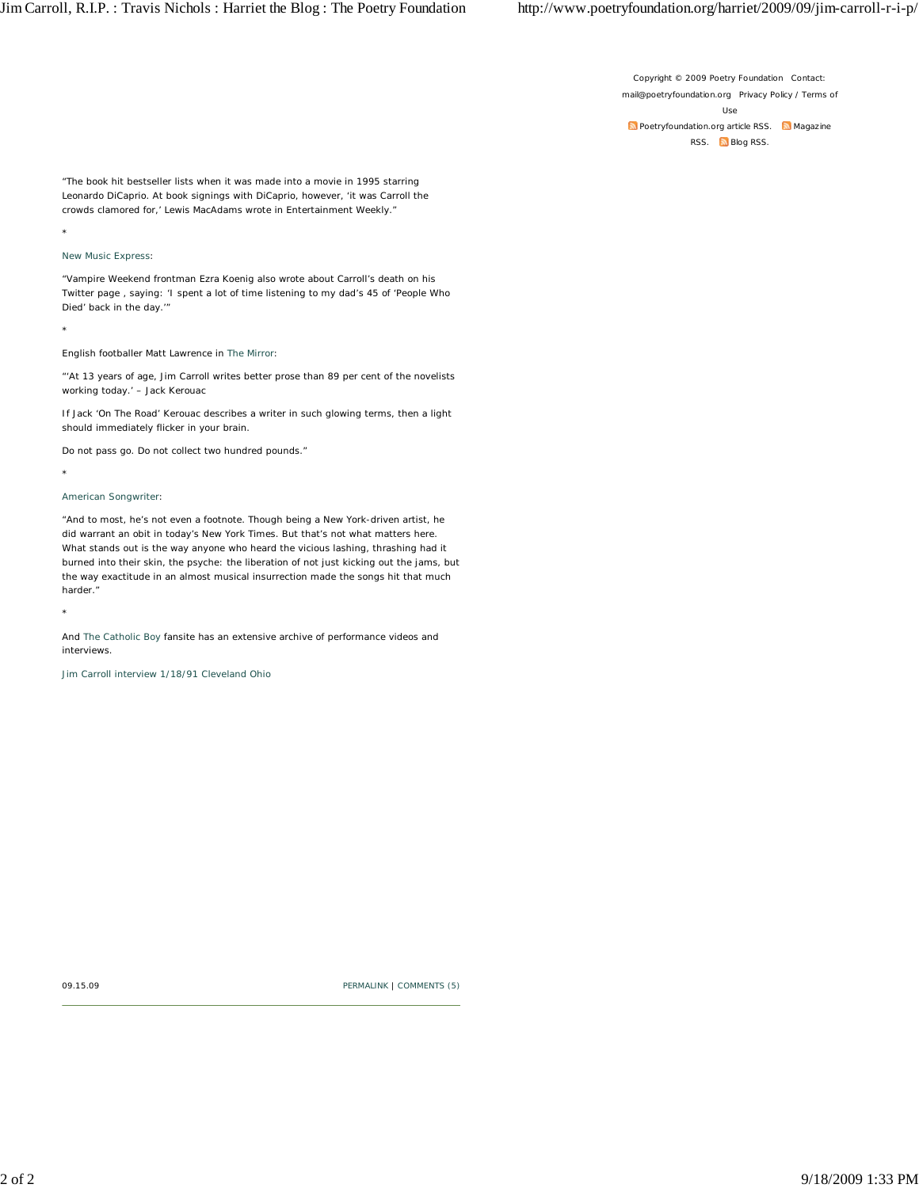Copyright © 2009 Poetry Foundation Contact: mail@poetryfoundation.org Privacy Policy / Terms of Use

Poetryfoundation.org article RSS. Magazine RSS. Blog RSS.

"The book hit bestseller lists when it was made into a movie in 1995 starring Leonardo DiCaprio. At book signings with DiCaprio, however, 'it was Carroll the crowds clamored for,' Lewis MacAdams wrote in Entertainment Weekly."

*

New Music Express:

"Vampire Weekend frontman Ezra Koenig also wrote about Carroll's death on his Twitter page , saying: 'I spent a lot of time listening to my dad's 45 of 'People Who Died' back in the day.'"

*

English footballer Matt Lawrence in The Mirror:

"'At 13 years of age, Jim Carroll writes better prose than 89 per cent of the novelists working today.' – Jack Kerouac

If Jack 'On The Road' Kerouac describes a writer in such glowing terms, then a light should immediately flicker in your brain.

Do not pass go. Do not collect two hundred pounds."

*

American Songwriter:

"And to most, he's not even a footnote. Though being a New York-driven artist, he did warrant an obit in today's New York Times. But that's not what matters here. What stands out is the way anyone who heard the vicious lashing, thrashing had it burned into their skin, the psyche: the liberation of not just kicking out the jams, but the way exactitude in an almost musical insurrection made the songs hit that much harder."

*

And The Catholic Boy fansite has an extensive archive of performance videos and interviews.

Jim Carroll interview 1/18/91 Cleveland Ohio

09.15.09 PERMALINK | COMMENTS (5)